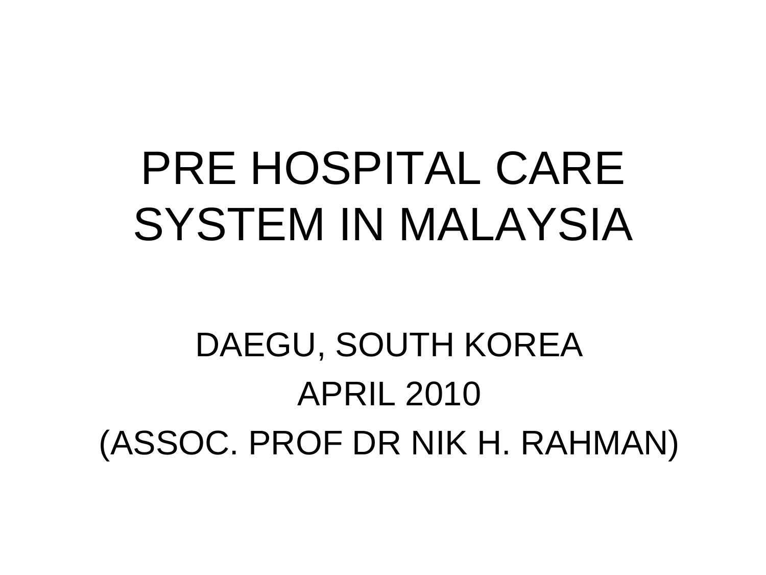# PRE HOSPITAL CARE SYSTEM IN MALAYSIA

DAEGU, SOUTH KOREA

APRIL 2010

(ASSOC. PROF DR NIK H. RAHMAN)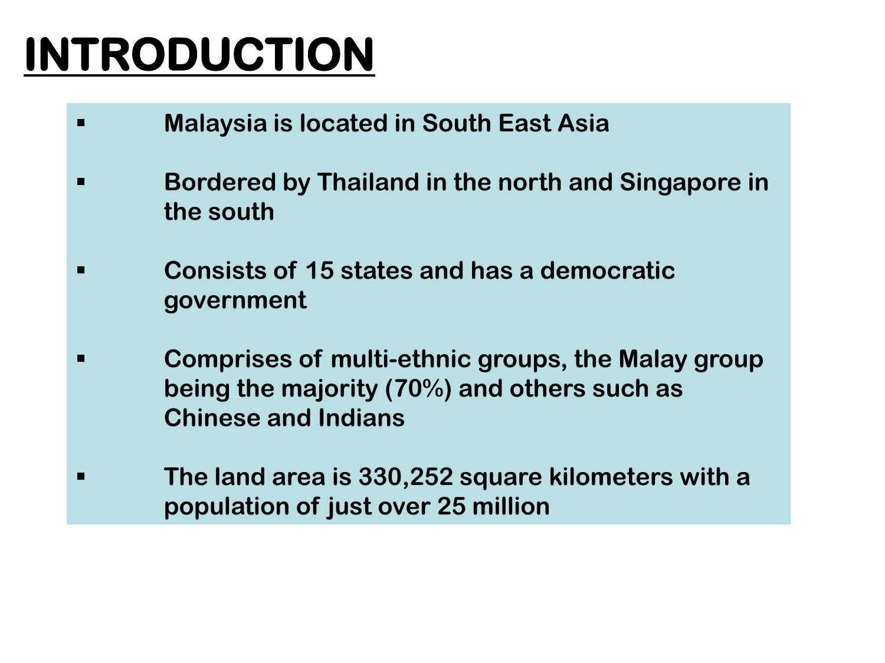# INTRODUCTION

- Malaysia is located in South East Asia
- Bordered by Thailand in the north and Singapore in the south
- Consists of 15 states and has a democratic government
- Comprises of multi-ethnic groups, the Malay group being the majority (70%) and others such as Chinese and Indians
- The land area is 330,252 square kilometers with a population of just over 25 million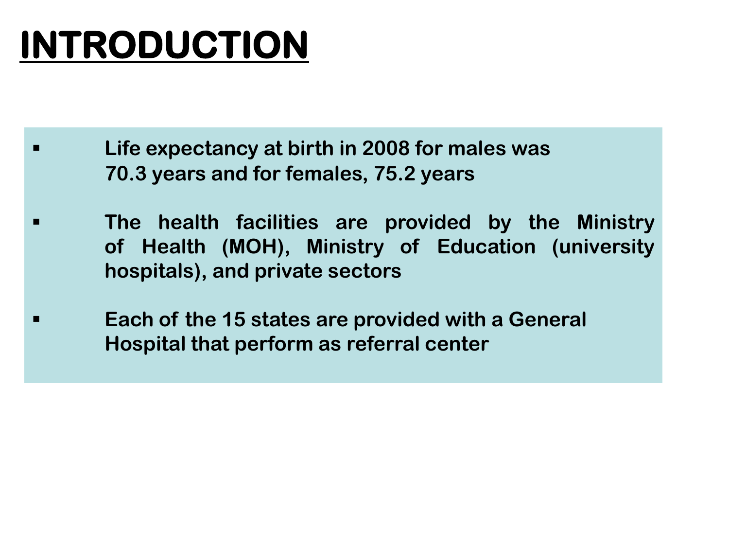# INTRODUCTION

- Life expectancy at birth in 2008 for males was 70.3 years and for females, 75.2 years
- The health facilities are provided by the Ministry of Health (MOH), Ministry of Education (university hospitals), and private sectors
- Each of the 15 states are provided with a General Hospital that perform as referral center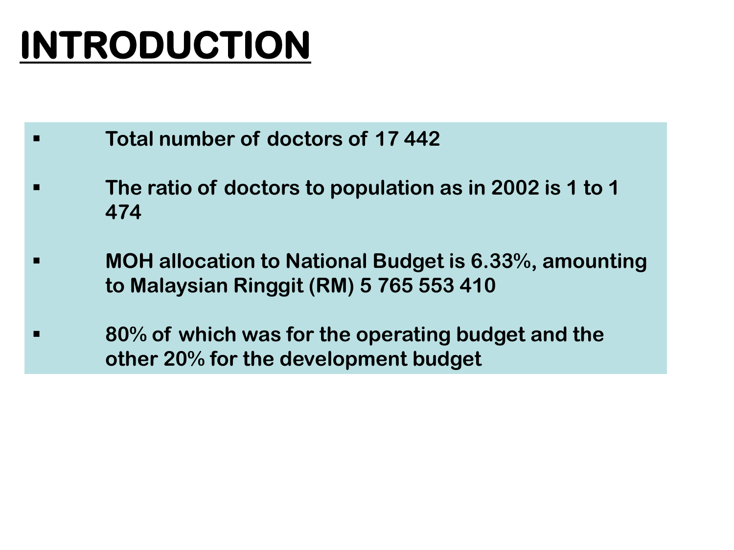# INTRODUCTION

- **Total number of doctors of 17 442**
- **The ratio of doctors to population as in 2002 is 1 to 1 474**
- **MOH allocation to National Budget is 6.33%, amounting to Malaysian Ringgit (RM) 5 765 553 410**
- **80% of which was for the operating budget and the other 20% for the development budget**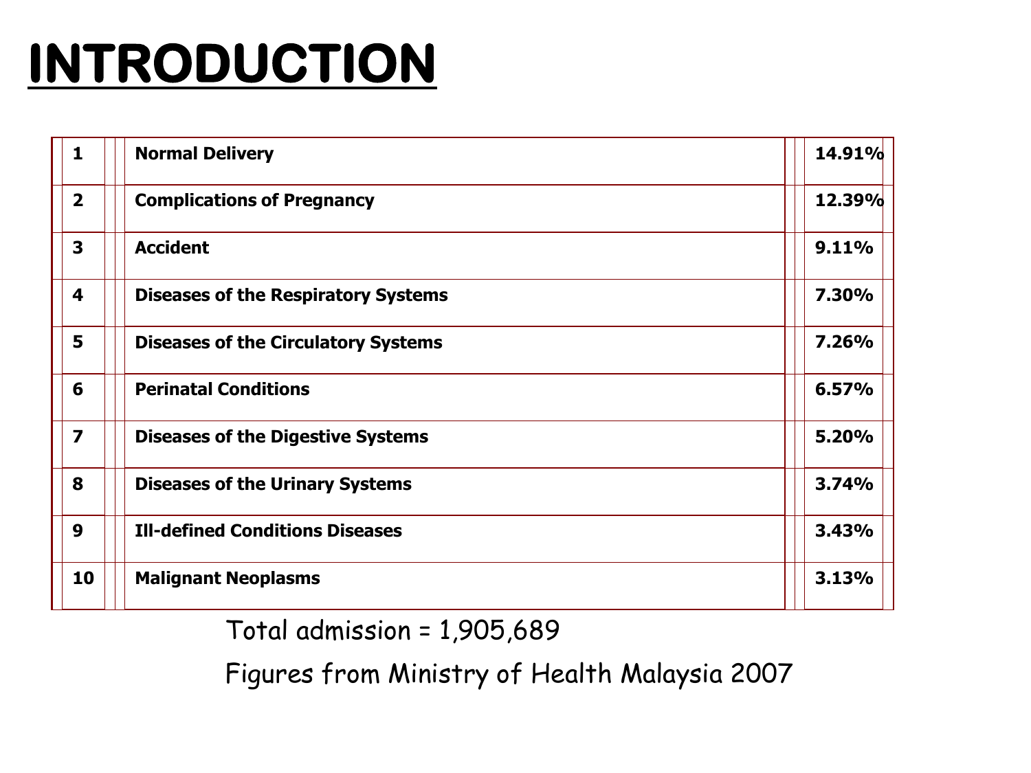# INTRODUCTION

| | | |
|---|---|---|
| **1** | **Normal Delivery** | **14.91%** |
| **2** | **Complications of Pregnancy** | **12.39%** |
| **3** | **Accident** | **9.11%** |
| **4** | **Diseases of the Respiratory Systems** | **7.30%** |
| **5** | **Diseases of the Circulatory Systems** | **7.26%** |
| **6** | **Perinatal Conditions** | **6.57%** |
| **7** | **Diseases of the Digestive Systems** | **5.20%** |
| **8** | **Diseases of the Urinary Systems** | **3.74%** |
| **9** | **Ill-defined Conditions Diseases** | **3.43%** |
| **10** | **Malignant Neoplasms** | **3.13%** |

Total admission = 1,905,689

Figures from Ministry of Health Malaysia 2007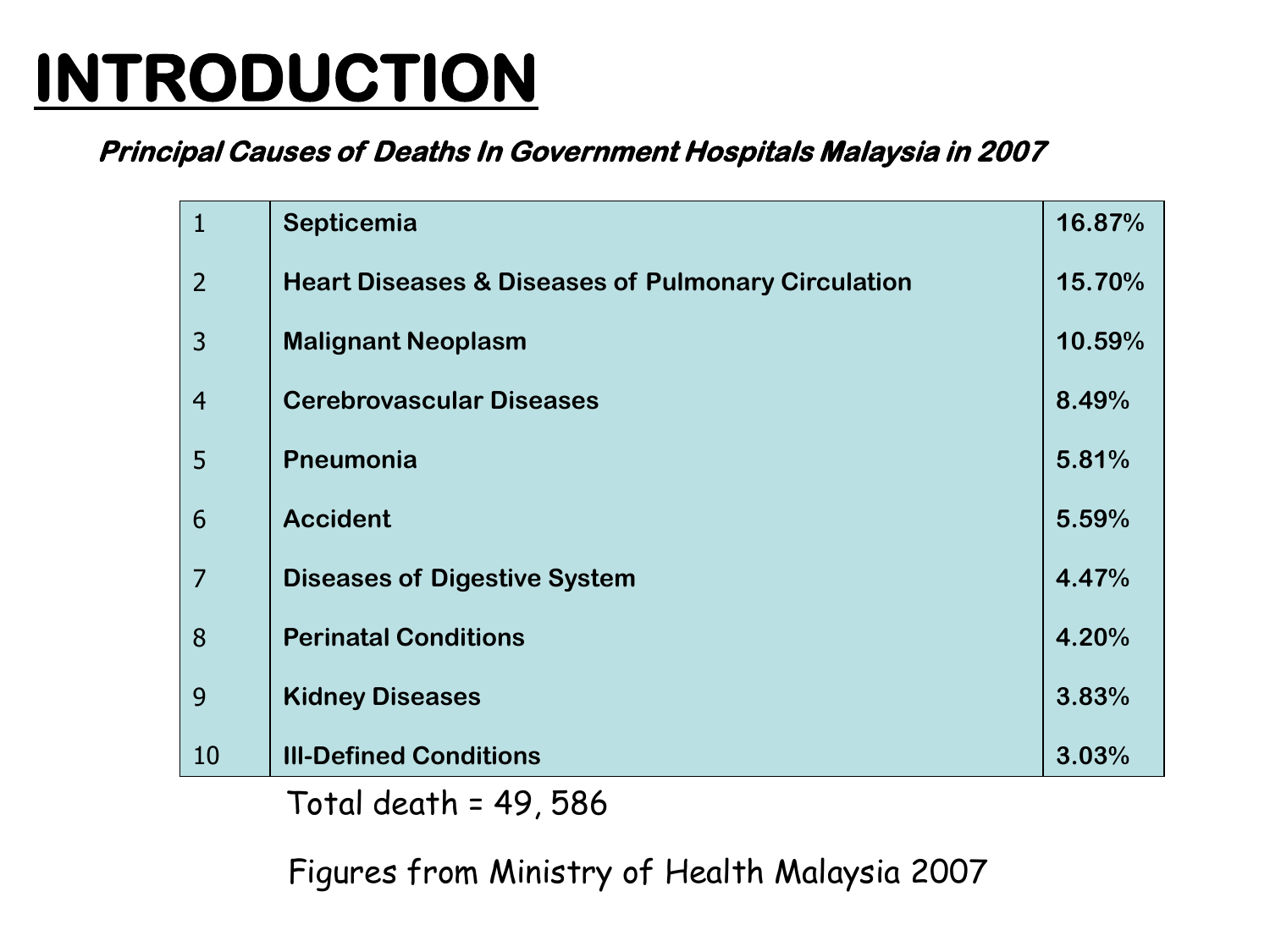# INTRODUCTION

***Principal Causes of Deaths In Government Hospitals Malaysia in 2007***

| | | |
|---|---|---|
| 1 | **Septicemia** | **16.87%** |
| 2 | **Heart Diseases & Diseases of Pulmonary Circulation** | **15.70%** |
| 3 | **Malignant Neoplasm** | **10.59%** |
| 4 | **Cerebrovascular Diseases** | **8.49%** |
| 5 | **Pneumonia** | **5.81%** |
| 6 | **Accident** | **5.59%** |
| 7 | **Diseases of Digestive System** | **4.47%** |
| 8 | **Perinatal Conditions** | **4.20%** |
| 9 | **Kidney Diseases** | **3.83%** |
| 10 | **Ill-Defined Conditions** | **3.03%** |

Total death = 49, 586

Figures from Ministry of Health Malaysia 2007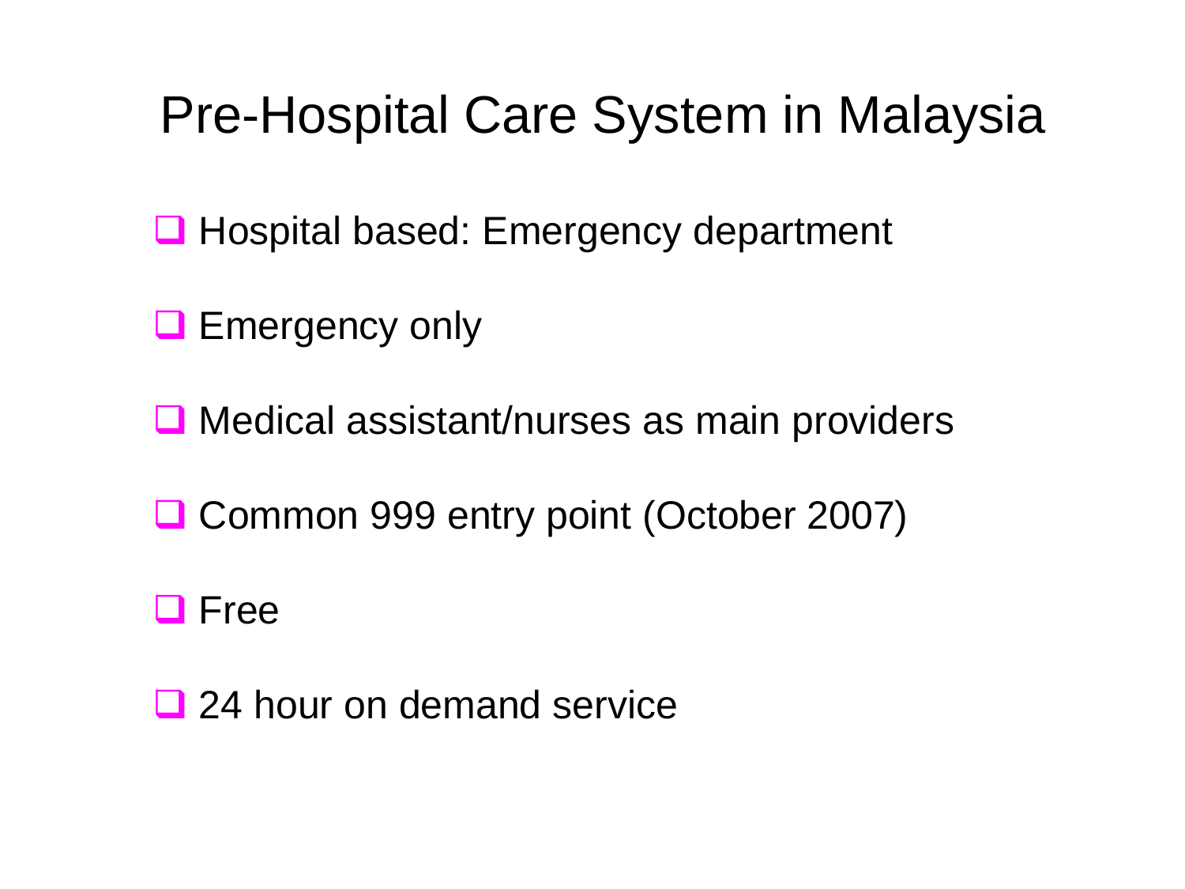# Pre-Hospital Care System in Malaysia

- Hospital based: Emergency department
- Emergency only
- Medical assistant/nurses as main providers
- Common 999 entry point (October 2007)
- Free
- 24 hour on demand service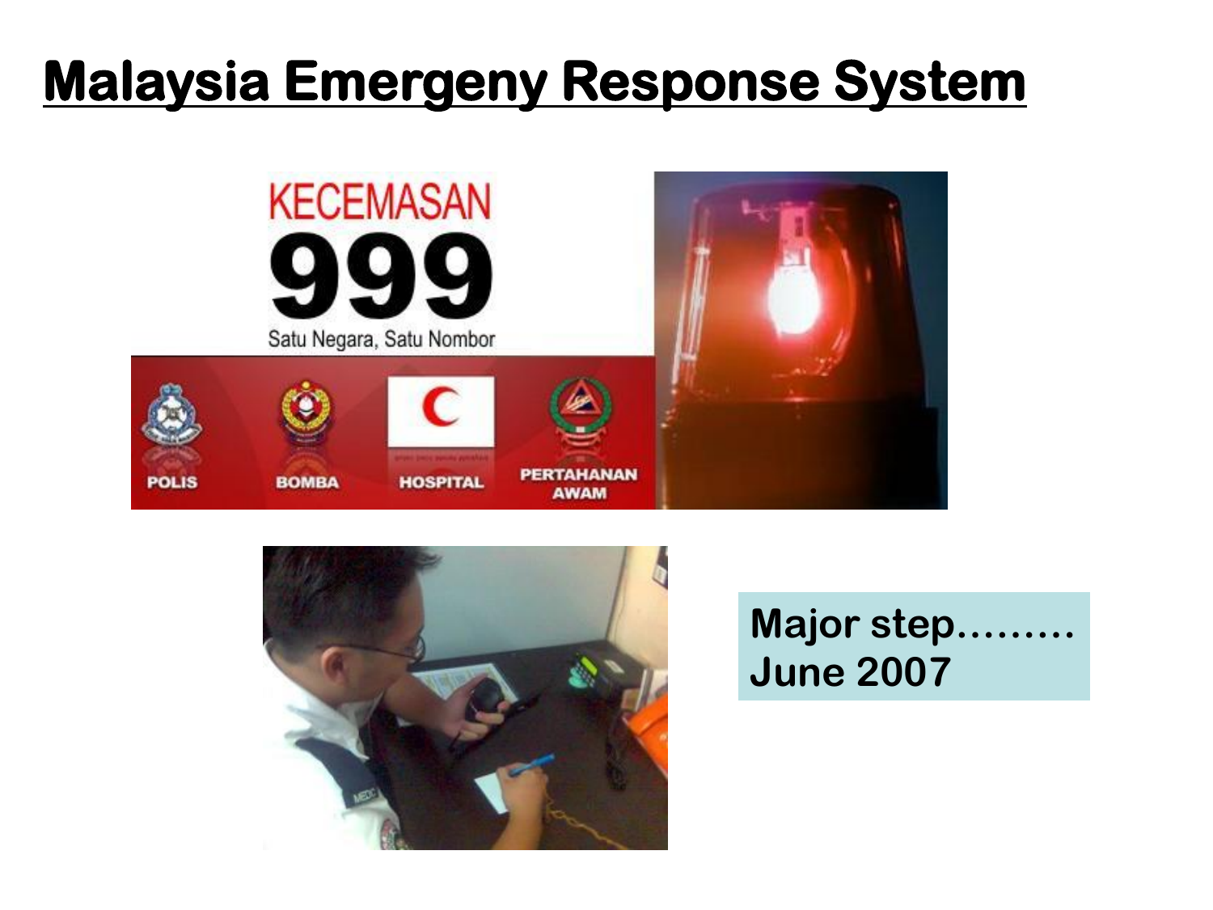# Malaysia Emergeny Response System

Major step.........
June 2007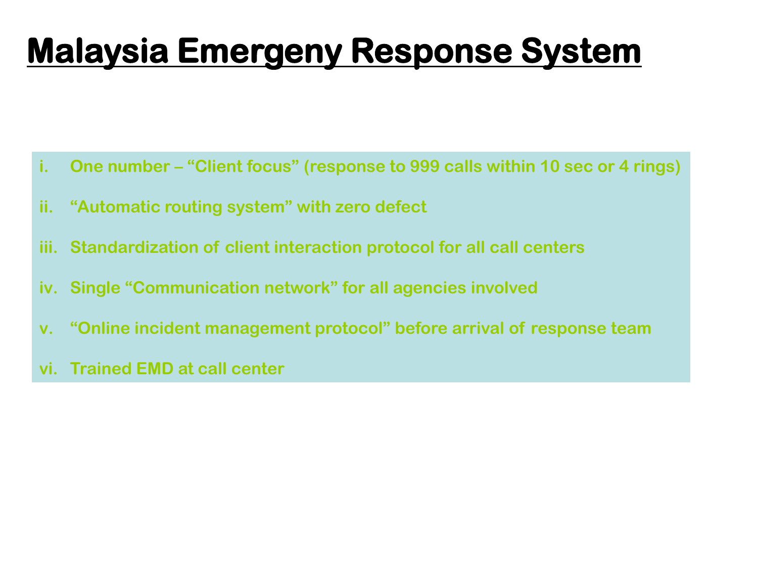# Malaysia Emergeny Response System

i. One number – “Client focus” (response to 999 calls within 10 sec or 4 rings)

ii. “Automatic routing system” with zero defect

iii. Standardization of client interaction protocol for all call centers

iv. Single “Communication network” for all agencies involved

v. “Online incident management protocol” before arrival of response team

vi. Trained EMD at call center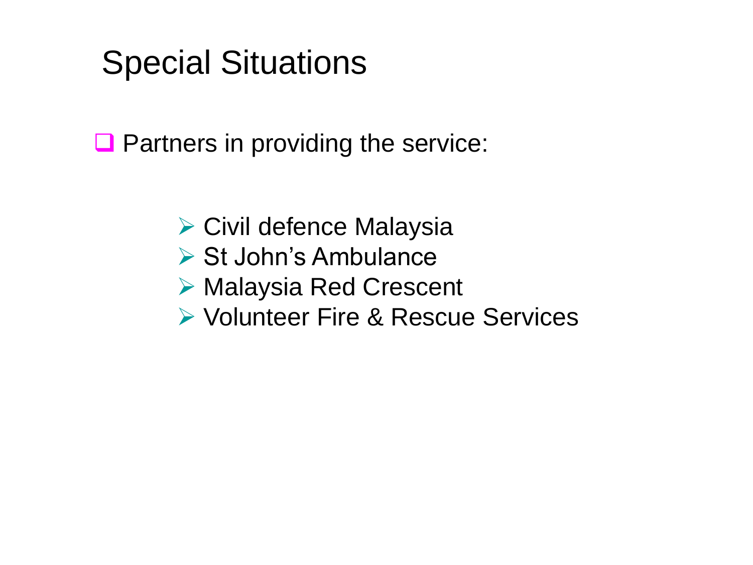# Special Situations

- Partners in providing the service:

  - Civil defence Malaysia
  - St John's Ambulance
  - Malaysia Red Crescent
  - Volunteer Fire & Rescue Services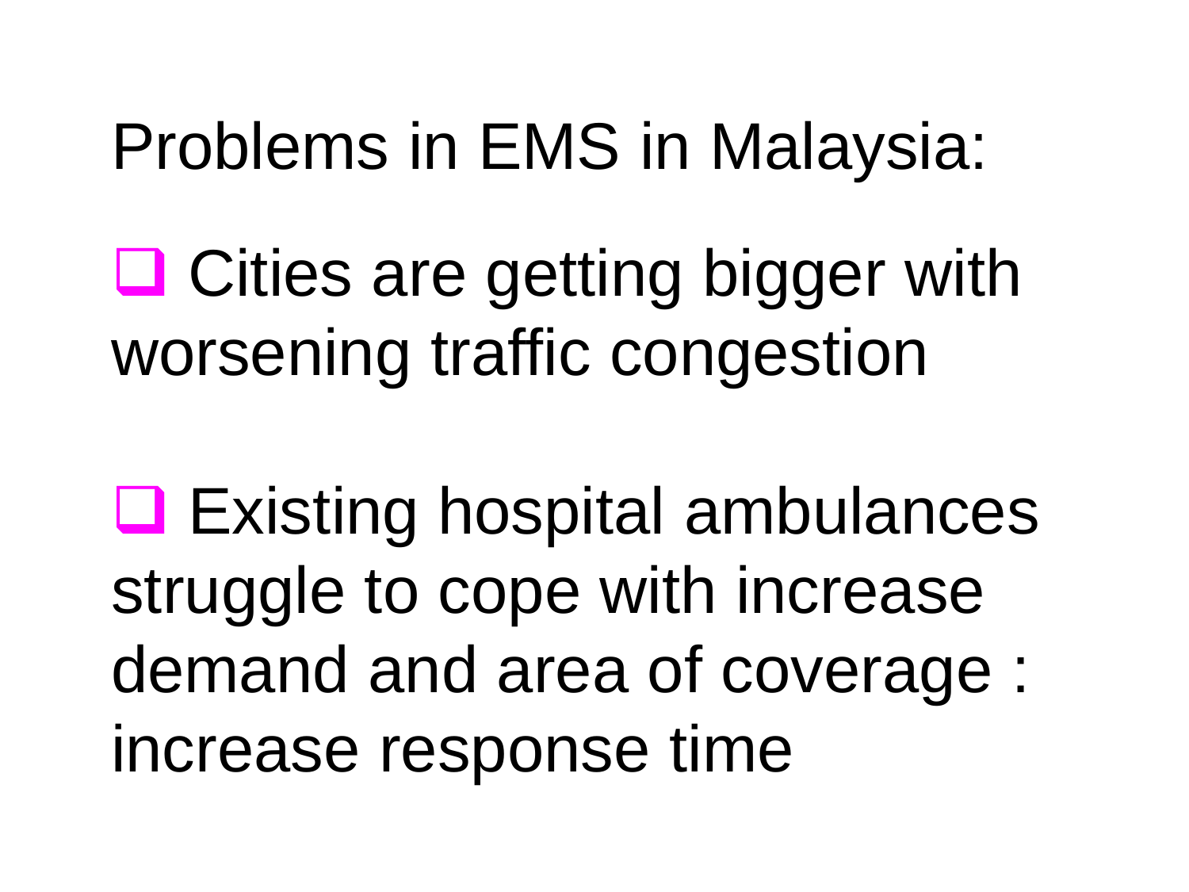Problems in EMS in Malaysia:

- Cities are getting bigger with worsening traffic congestion

- Existing hospital ambulances struggle to cope with increase demand and area of coverage : increase response time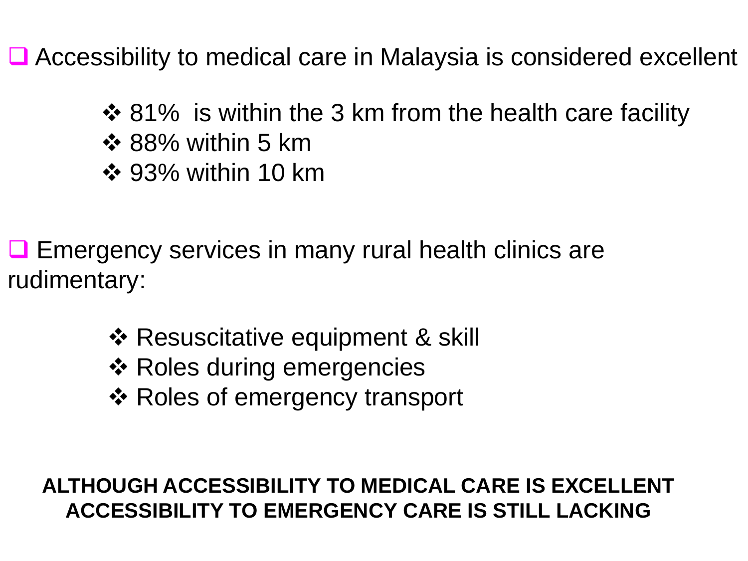- Accessibility to medical care in Malaysia is considered excellent
  - 81%  is within the 3 km from the health care facility
  - 88% within 5 km
  - 93% within 10 km

- Emergency services in many rural health clinics are rudimentary:
  - Resuscitative equipment & skill
  - Roles during emergencies
  - Roles of emergency transport

**ALTHOUGH ACCESSIBILITY TO MEDICAL CARE IS EXCELLENT ACCESSIBILITY TO EMERGENCY CARE IS STILL LACKING**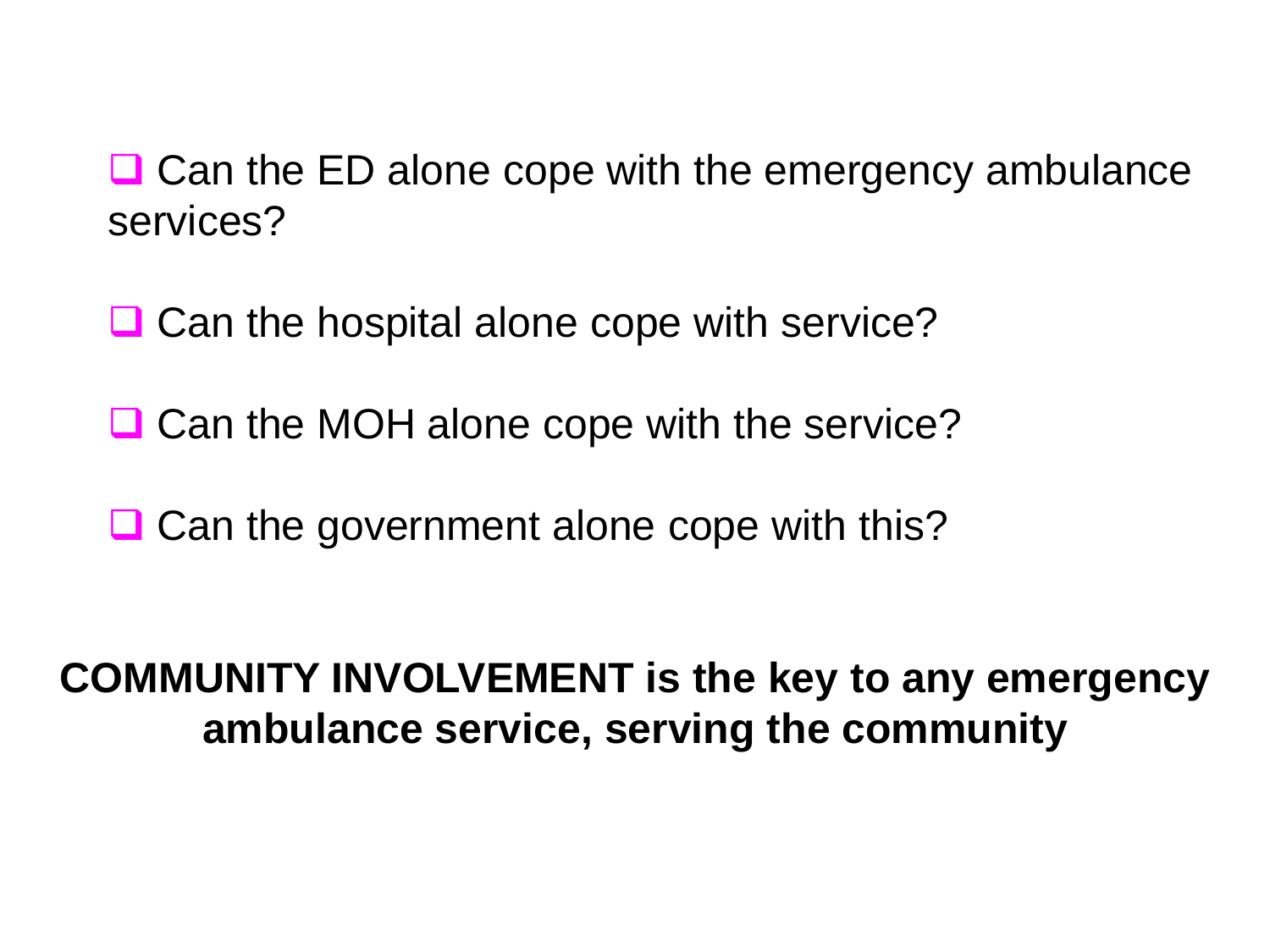- Can the ED alone cope with the emergency ambulance services?

- Can the hospital alone cope with service?

- Can the MOH alone cope with the service?

- Can the government alone cope with this?

**COMMUNITY INVOLVEMENT is the key to any emergency ambulance service, serving the community**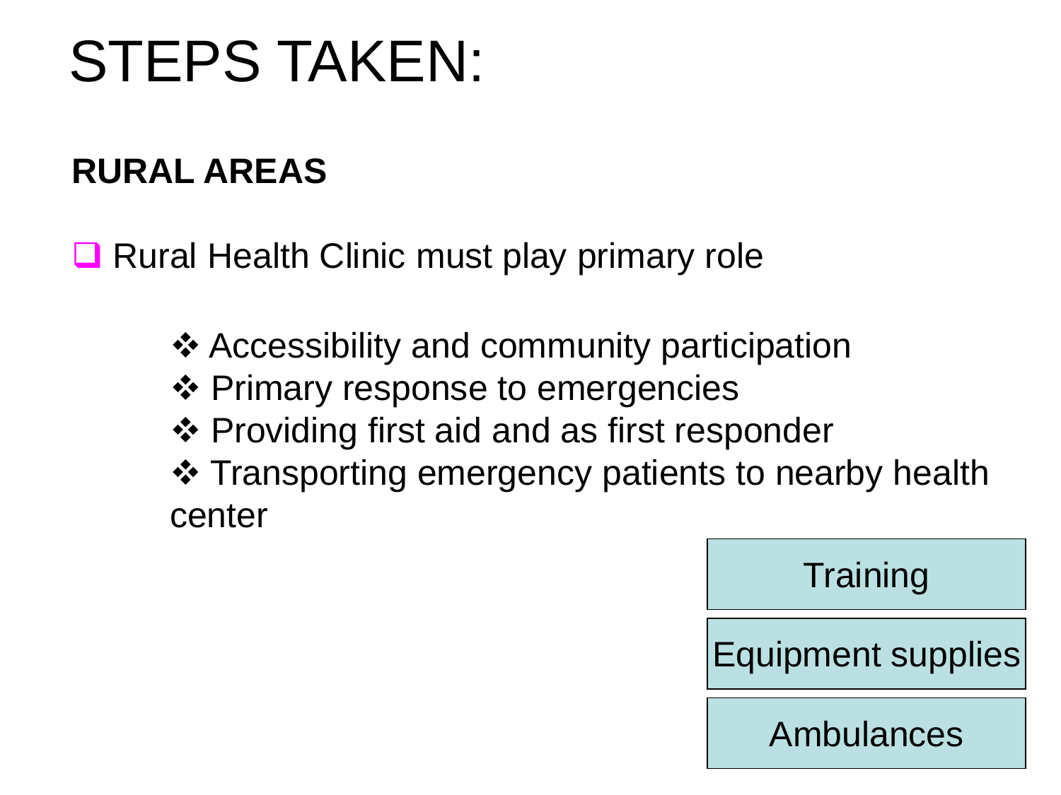# STEPS TAKEN:

**RURAL AREAS**

- Rural Health Clinic must play primary role
  - Accessibility and community participation
  - Primary response to emergencies
  - Providing first aid and as first responder
  - Transporting emergency patients to nearby health center

Training

Equipment supplies

Ambulances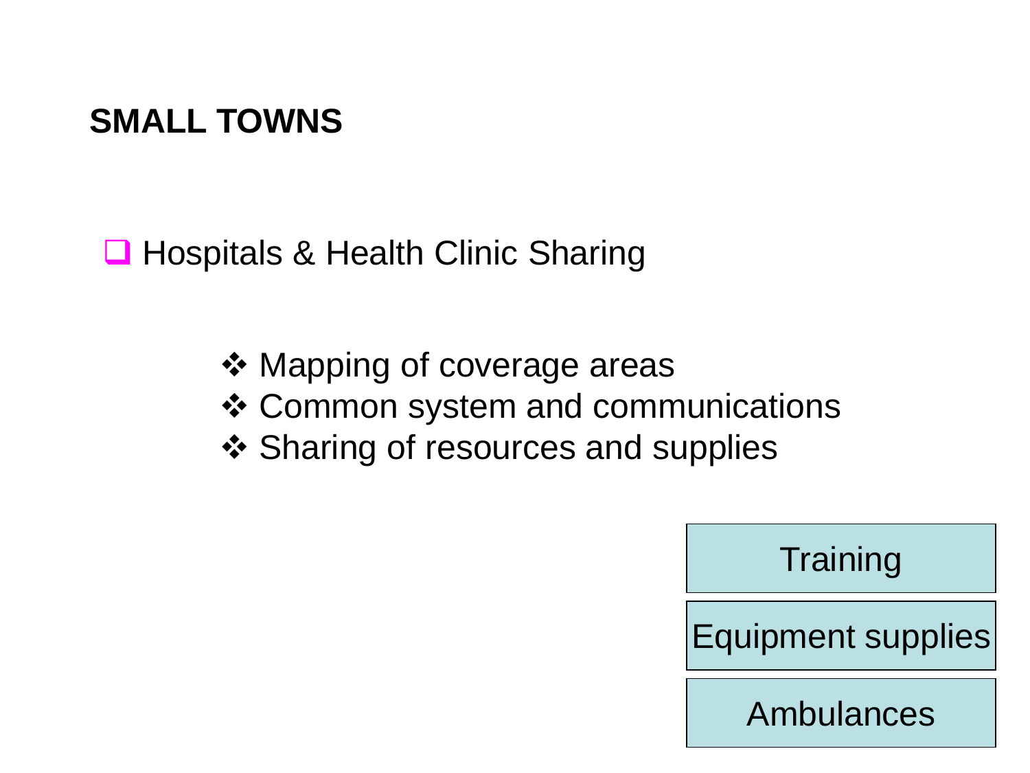# SMALL TOWNS

- Hospitals & Health Clinic Sharing
  - Mapping of coverage areas
  - Common system and communications
  - Sharing of resources and supplies

Training

Equipment supplies

Ambulances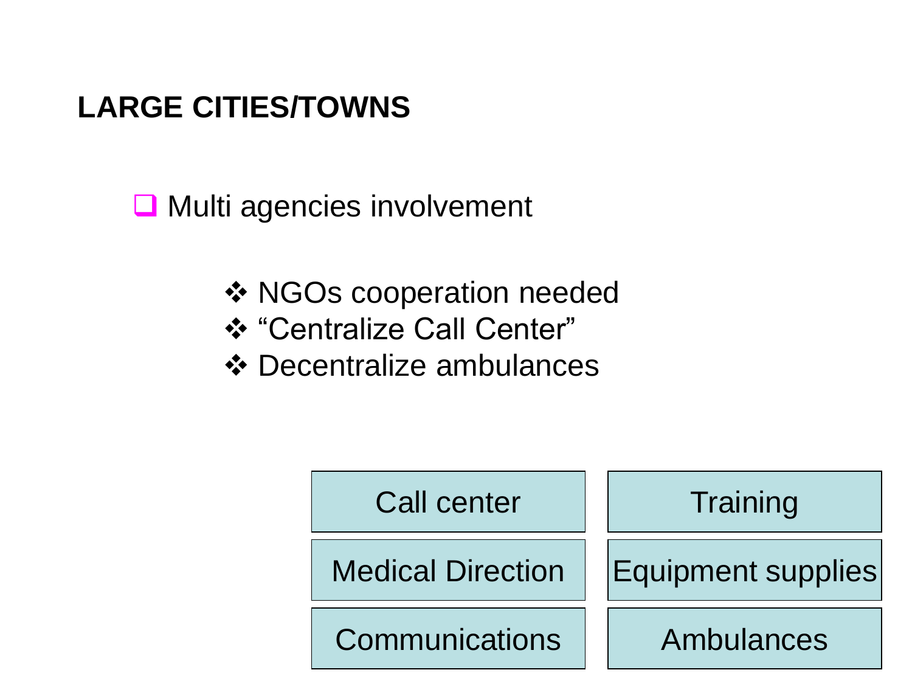## LARGE CITIES/TOWNS

- Multi agencies involvement
  - NGOs cooperation needed
  - "Centralize Call Center"
  - Decentralize ambulances

| | |
|---|---|
| Call center | Training |
| Medical Direction | Equipment supplies |
| Communications | Ambulances |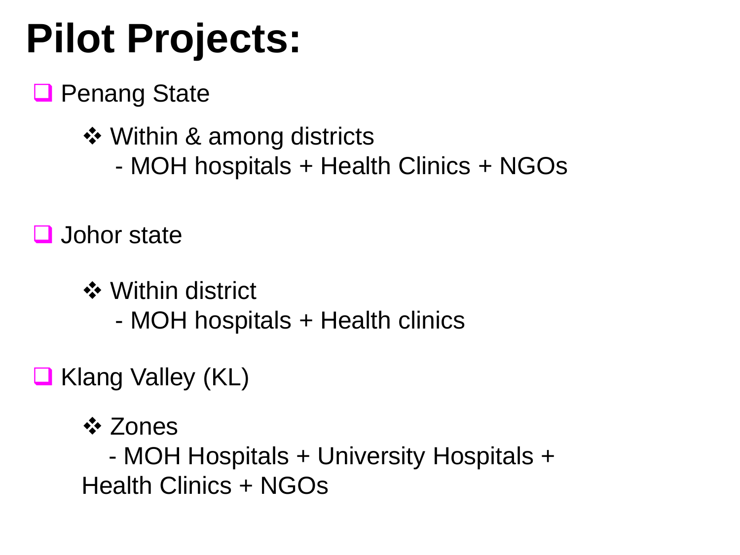# Pilot Projects:

- Penang State
  - Within & among districts
    - MOH hospitals + Health Clinics + NGOs

- Johor state
  - Within district
    - MOH hospitals + Health clinics

- Klang Valley (KL)
  - Zones
    - MOH Hospitals + University Hospitals + Health Clinics + NGOs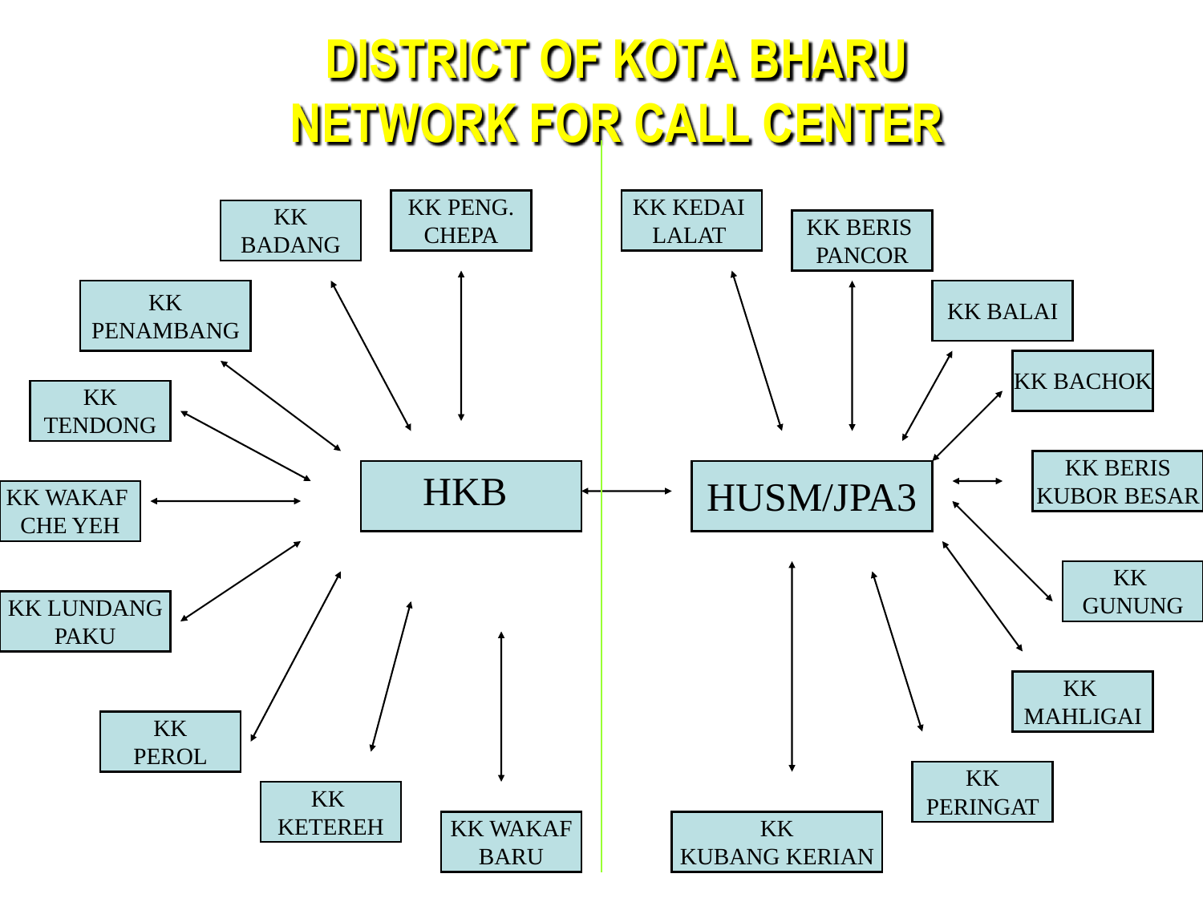# DISTRICT OF KOTA BHARU NETWORK FOR CALL CENTER

HKB

KK BADANG

KK PENG. CHEPA

KK PENAMBANG

KK TENDONG

KK WAKAF CHE YEH

KK LUNDANG PAKU

KK PEROL

KK KETEREH

KK WAKAF BARU

HUSM/JPA3

KK KEDAI LALAT

KK BERIS PANCOR

KK BALAI

KK BACHOK

KK BERIS KUBOR BESAR

KK GUNUNG

KK MAHLIGAI

KK PERINGAT

KK KUBANG KERIAN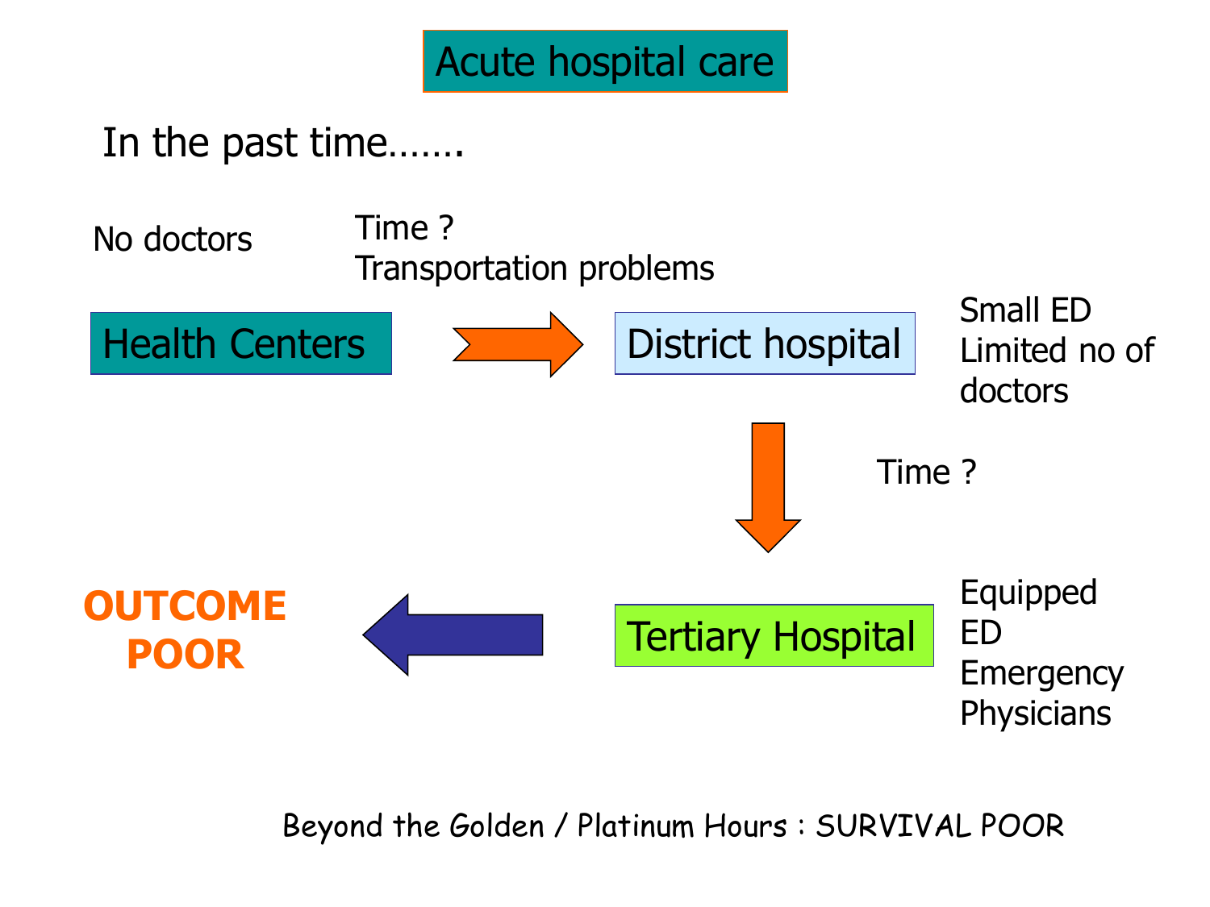# Acute hospital care

In the past time…….

No doctors

Time ?
Transportation problems

Health Centers

District hospital

Small ED
Limited no of doctors

Time ?

Tertiary Hospital

Equipped ED
Emergency Physicians

**OUTCOME POOR**

Beyond the Golden / Platinum Hours : SURVIVAL POOR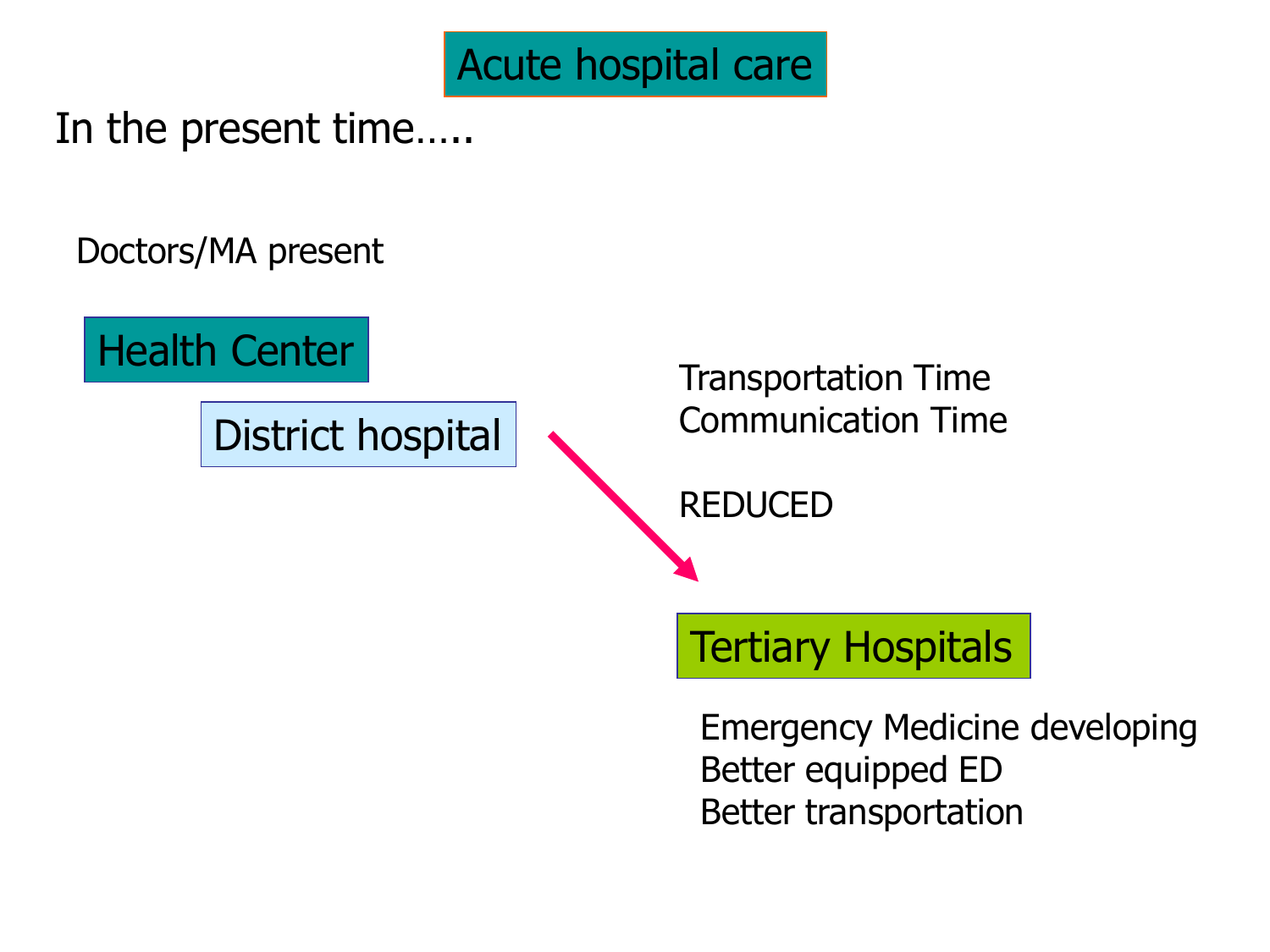# Acute hospital care

In the present time…..

Doctors/MA present

Health Center

District hospital

Transportation Time
Communication Time

REDUCED

Tertiary Hospitals

- Emergency Medicine developing
- Better equipped ED
- Better transportation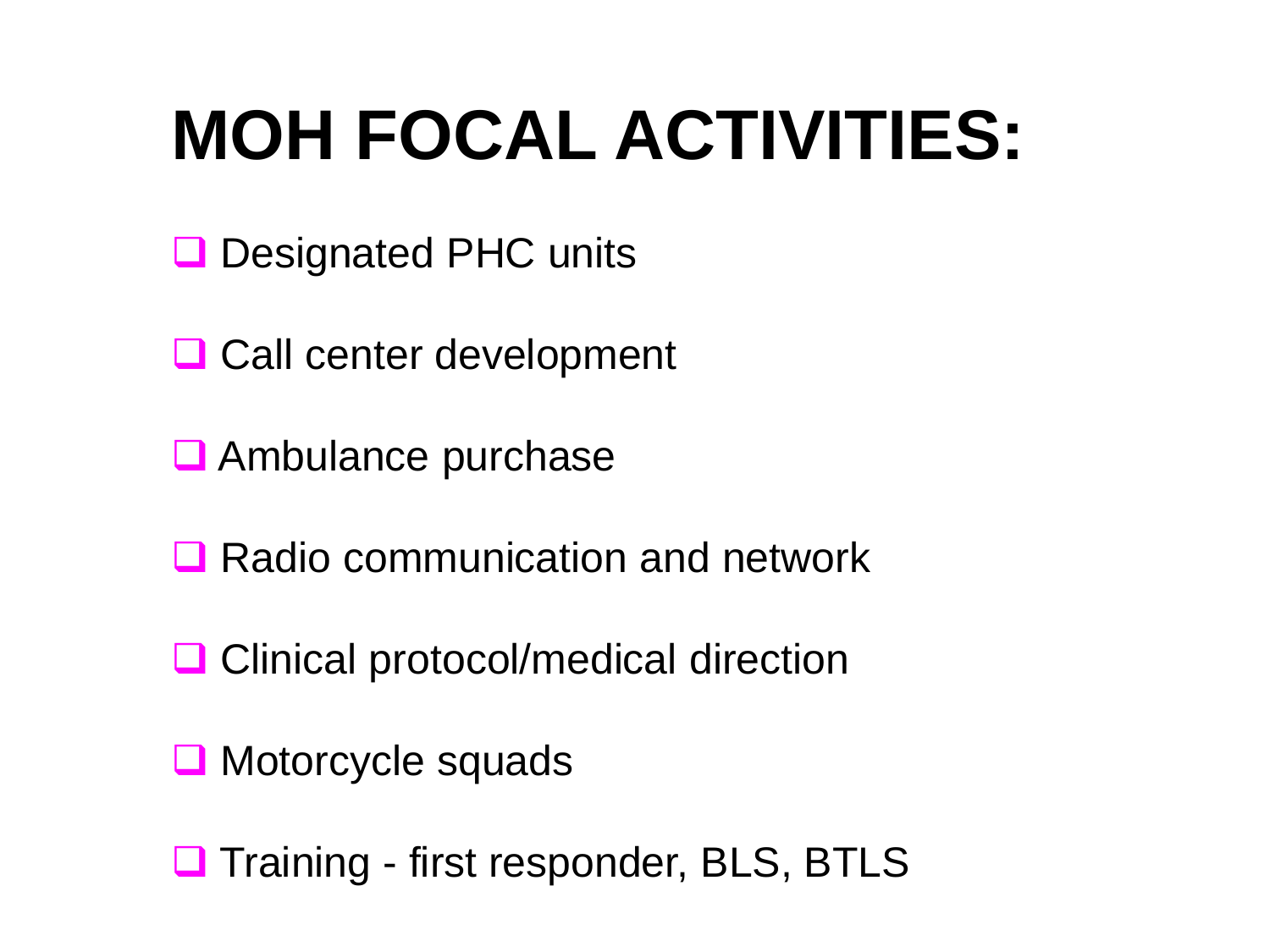# MOH FOCAL ACTIVITIES:

- Designated PHC units
- Call center development
- Ambulance purchase
- Radio communication and network
- Clinical protocol/medical direction
- Motorcycle squads
- Training - first responder, BLS, BTLS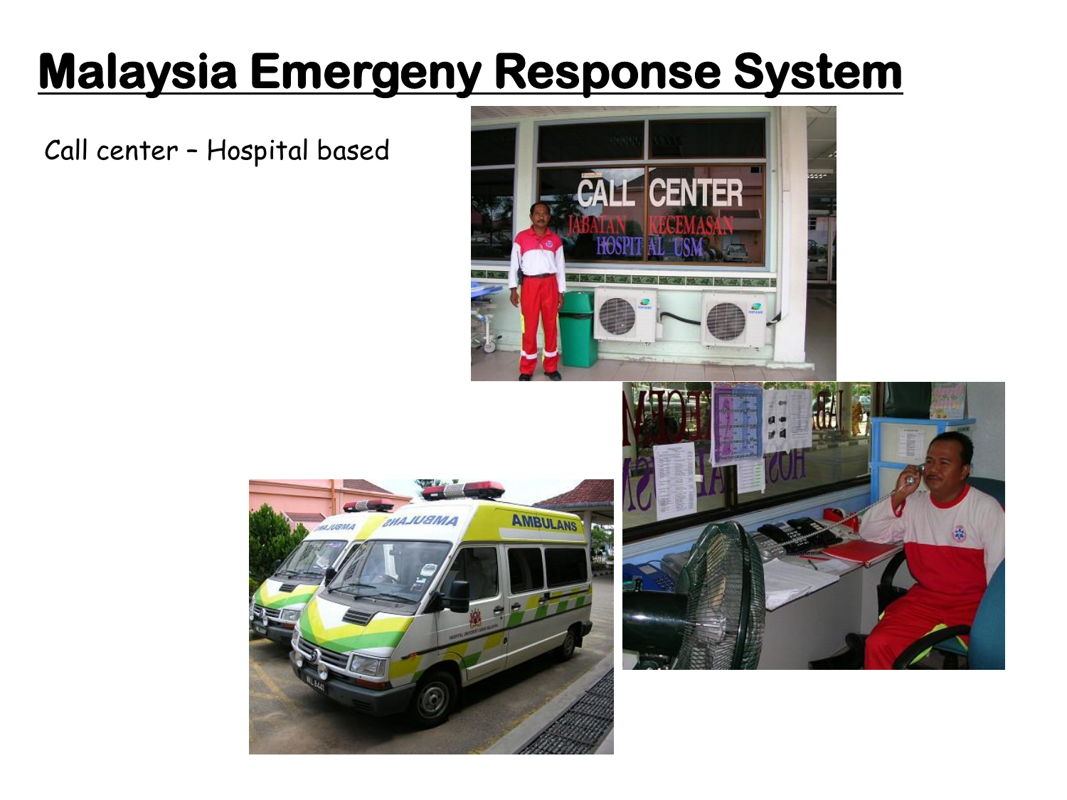# Malaysia Emergeny Response System

Call center – Hospital based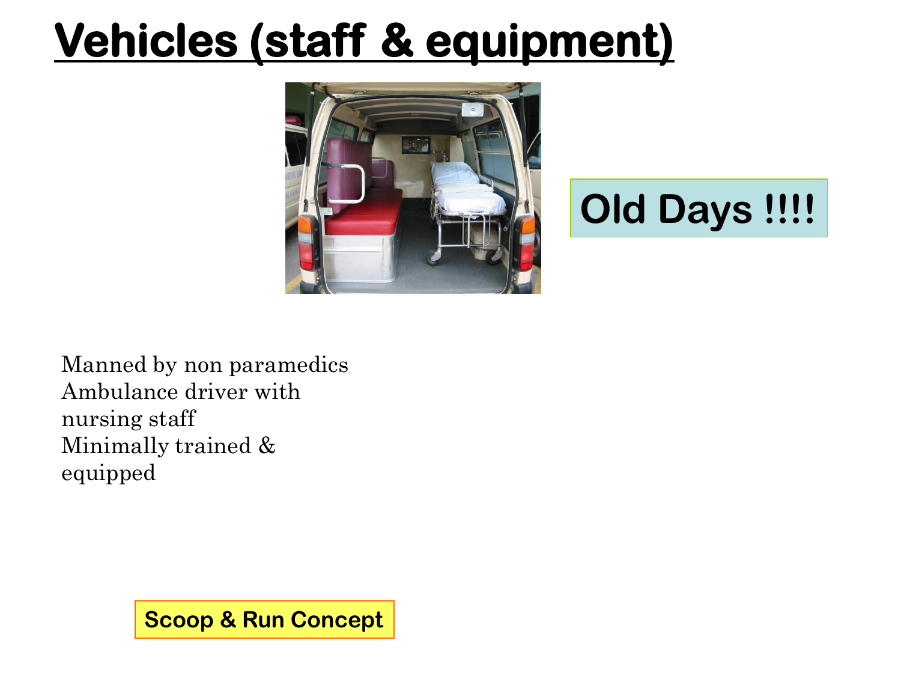# Vehicles (staff & equipment)

Old Days !!!!

Manned by non paramedics
Ambulance driver with nursing staff
Minimally trained & equipped

Scoop & Run Concept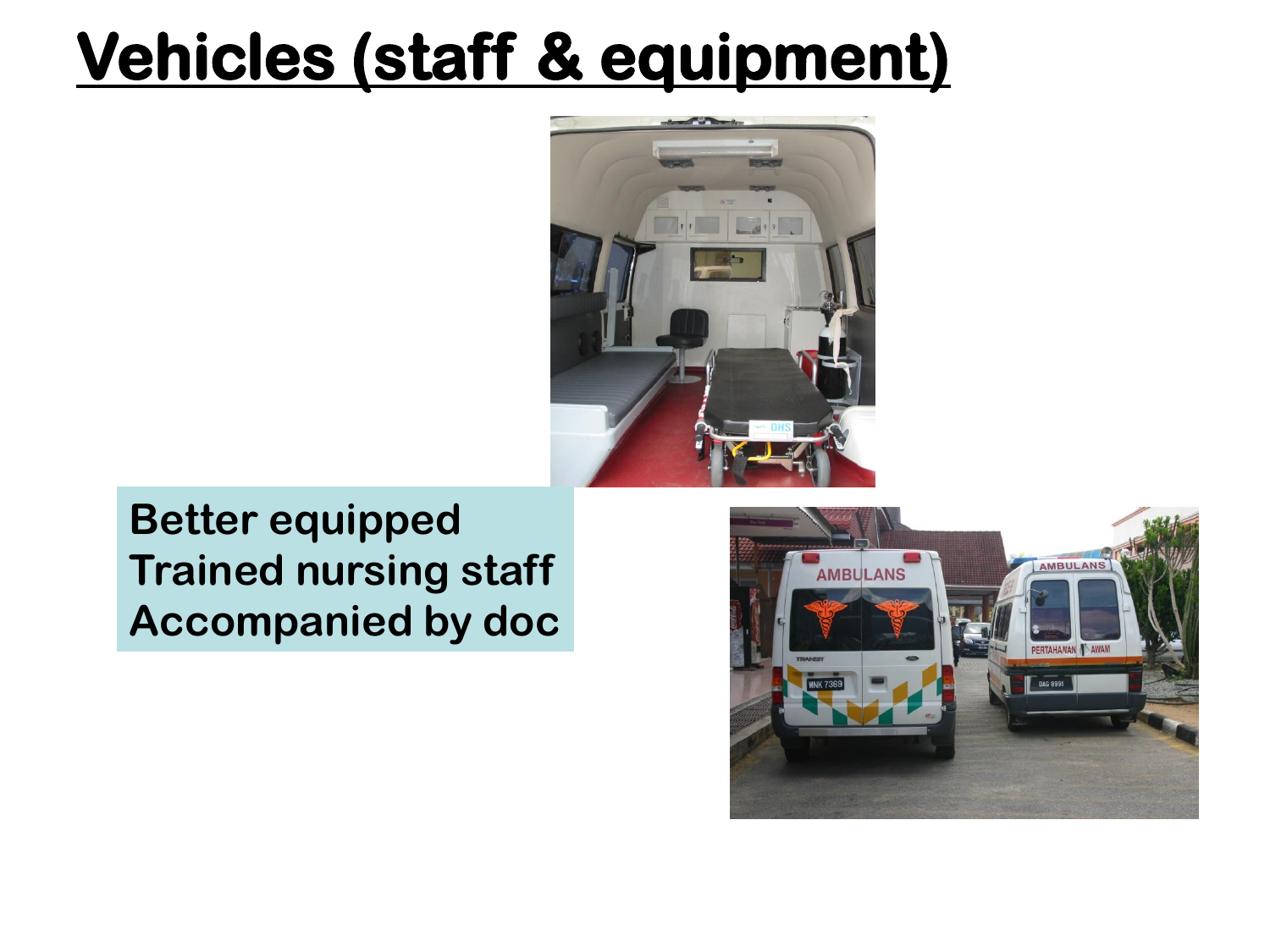# Vehicles (staff & equipment)

**Better equipped**
**Trained nursing staff**
**Accompanied by doc**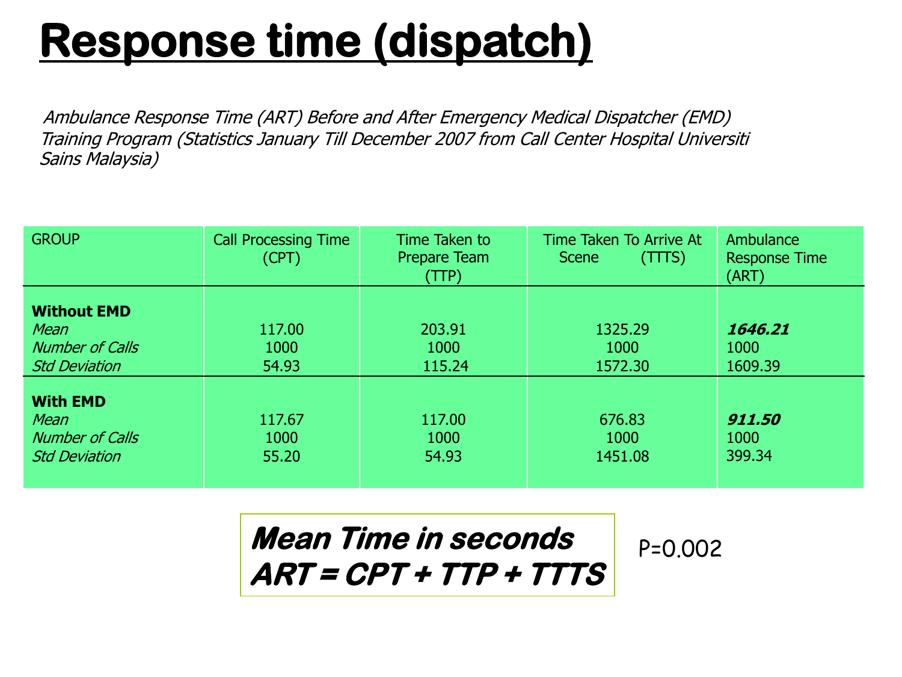# Response time (dispatch)

*Ambulance Response Time (ART) Before and After Emergency Medical Dispatcher (EMD) Training Program (Statistics January Till December 2007 from Call Center Hospital Universiti Sains Malaysia)*

| GROUP | Call Processing Time (CPT) | Time Taken to Prepare Team (TTP) | Time Taken To Arrive At Scene (TTTS) | Ambulance Response Time (ART) |
|---|---|---|---|---|
| **Without EMD** | | | | |
| *Mean* | 117.00 | 203.91 | 1325.29 | ***1646.21*** |
| *Number of Calls* | 1000 | 1000 | 1000 | 1000 |
| *Std Deviation* | 54.93 | 115.24 | 1572.30 | 1609.39 |
| **With EMD** | | | | |
| *Mean* | 117.67 | 117.00 | 676.83 | ***911.50*** |
| *Number of Calls* | 1000 | 1000 | 1000 | 1000 |
| *Std Deviation* | 55.20 | 54.93 | 1451.08 | 399.34 |

***Mean Time in seconds***
***ART = CPT + TTP + TTTS***

P=0.002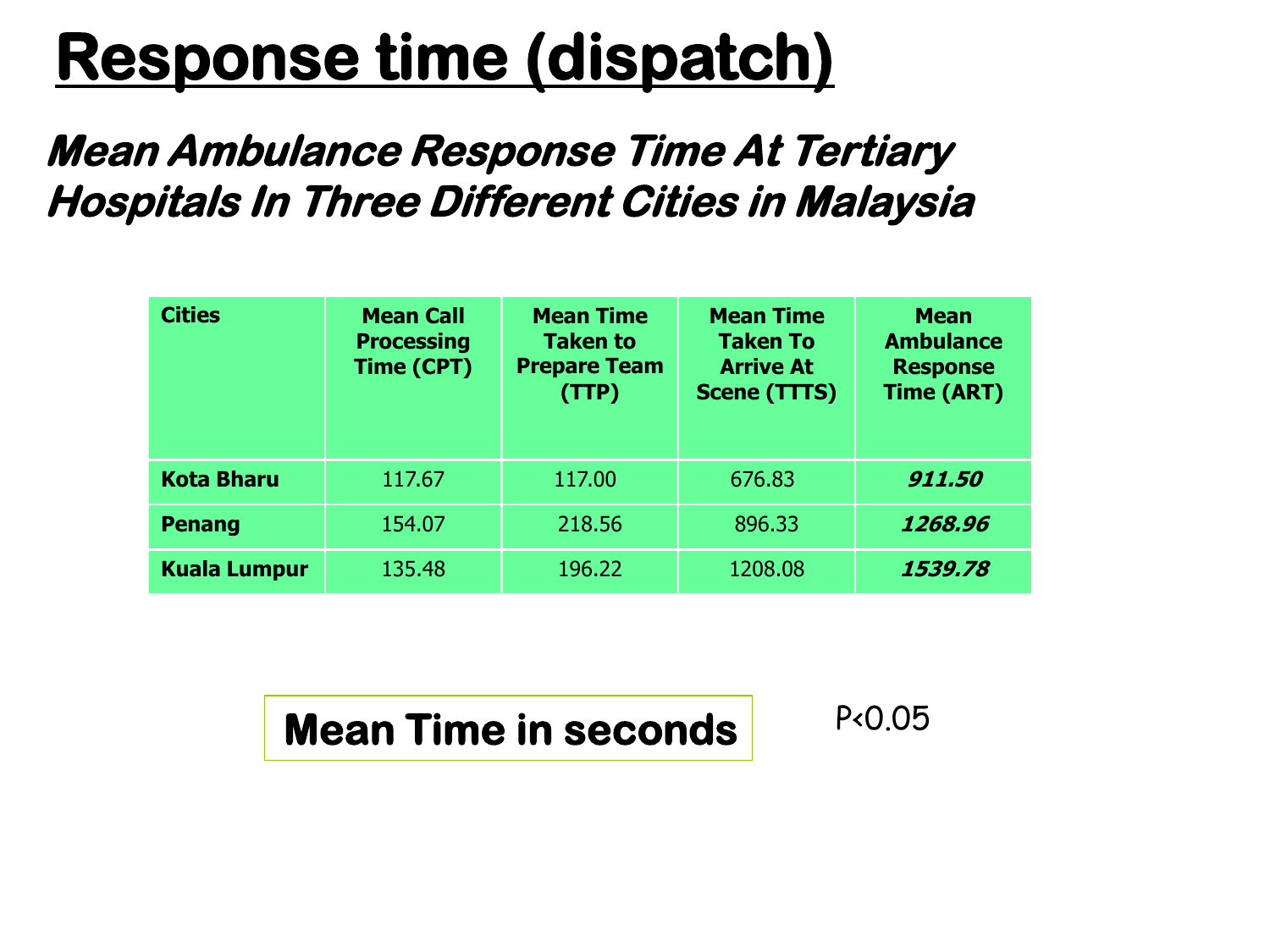# Response time (dispatch)

## *Mean Ambulance Response Time At Tertiary Hospitals In Three Different Cities in Malaysia*

| Cities | Mean Call Processing Time (CPT) | Mean Time Taken to Prepare Team (TTP) | Mean Time Taken To Arrive At Scene (TTTS) | Mean Ambulance Response Time (ART) |
|---|---|---|---|---|
| **Kota Bharu** | 117.67 | 117.00 | 676.83 | ***911.50*** |
| **Penang** | 154.07 | 218.56 | 896.33 | ***1268.96*** |
| **Kuala Lumpur** | 135.48 | 196.22 | 1208.08 | ***1539.78*** |

**Mean Time in seconds**

$P<0.05$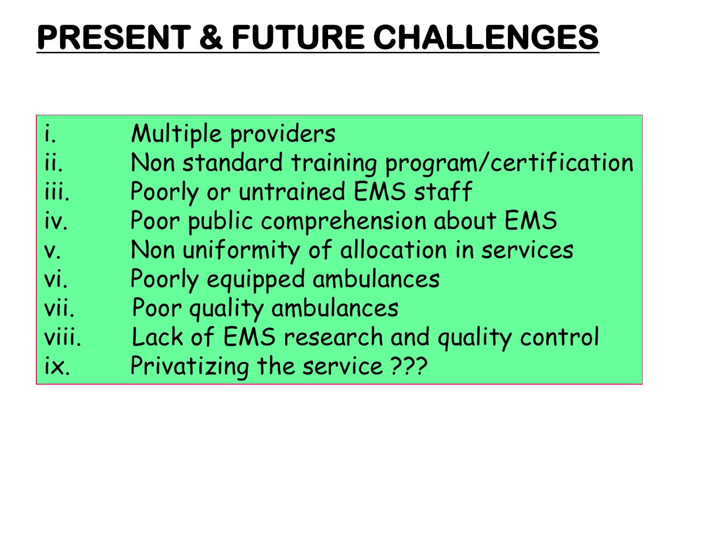# PRESENT & FUTURE CHALLENGES

i. Multiple providers
ii. Non standard training program/certification
iii. Poorly or untrained EMS staff
iv. Poor public comprehension about EMS
v. Non uniformity of allocation in services
vi. Poorly equipped ambulances
vii. Poor quality ambulances
viii. Lack of EMS research and quality control
ix. Privatizing the service ???